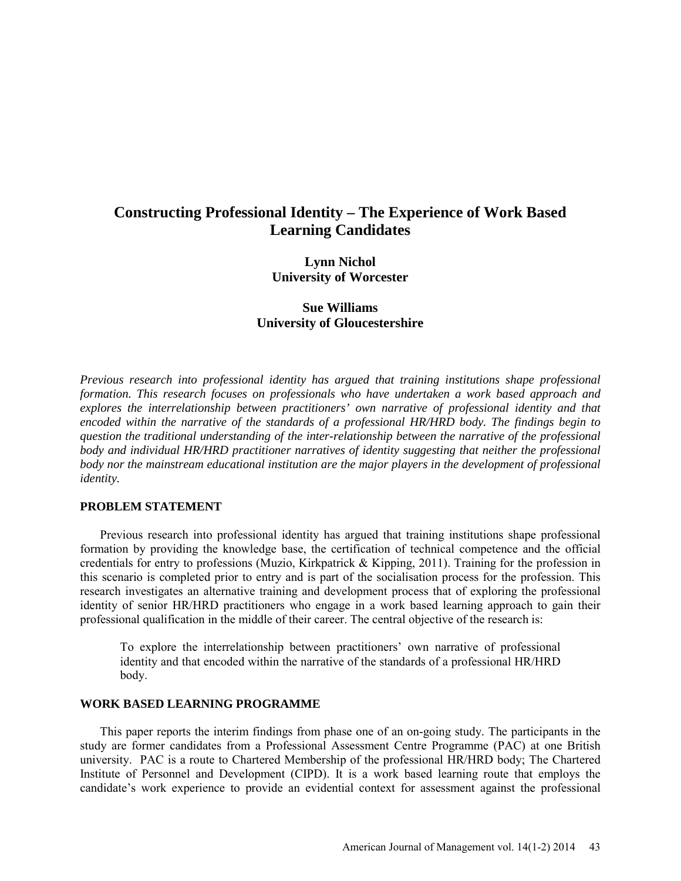# Constructing Professional Identity – The Experience of Work Based Learning Candidates

**Lynn Nichol**
**University of Worcester**

**Sue Williams**
**University of Gloucestershire**

*Previous research into professional identity has argued that training institutions shape professional formation. This research focuses on professionals who have undertaken a work based approach and explores the interrelationship between practitioners' own narrative of professional identity and that encoded within the narrative of the standards of a professional HR/HRD body. The findings begin to question the traditional understanding of the inter-relationship between the narrative of the professional body and individual HR/HRD practitioner narratives of identity suggesting that neither the professional body nor the mainstream educational institution are the major players in the development of professional identity.*

## PROBLEM STATEMENT

Previous research into professional identity has argued that training institutions shape professional formation by providing the knowledge base, the certification of technical competence and the official credentials for entry to professions (Muzio, Kirkpatrick & Kipping, 2011). Training for the profession in this scenario is completed prior to entry and is part of the socialisation process for the profession. This research investigates an alternative training and development process that of exploring the professional identity of senior HR/HRD practitioners who engage in a work based learning approach to gain their professional qualification in the middle of their career. The central objective of the research is:

> To explore the interrelationship between practitioners' own narrative of professional identity and that encoded within the narrative of the standards of a professional HR/HRD body.

## WORK BASED LEARNING PROGRAMME

This paper reports the interim findings from phase one of an on-going study. The participants in the study are former candidates from a Professional Assessment Centre Programme (PAC) at one British university. PAC is a route to Chartered Membership of the professional HR/HRD body; The Chartered Institute of Personnel and Development (CIPD). It is a work based learning route that employs the candidate's work experience to provide an evidential context for assessment against the professional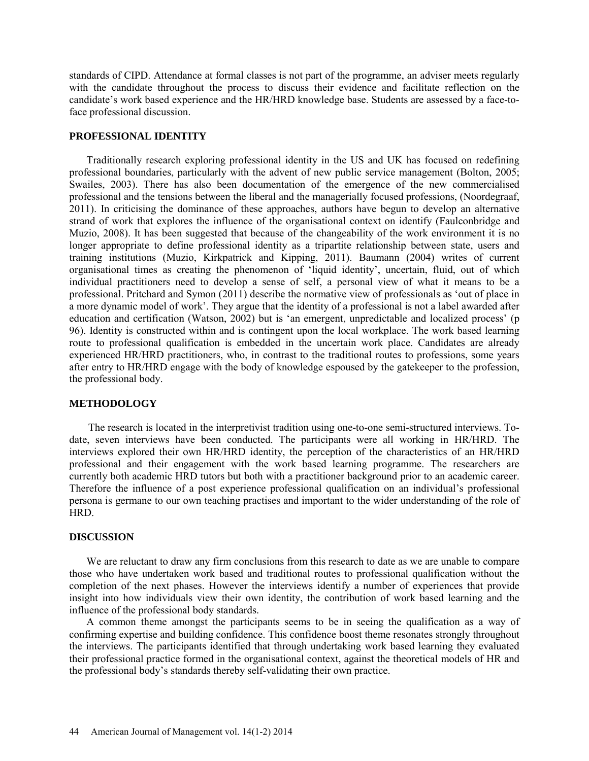standards of CIPD. Attendance at formal classes is not part of the programme, an adviser meets regularly with the candidate throughout the process to discuss their evidence and facilitate reflection on the candidate's work based experience and the HR/HRD knowledge base. Students are assessed by a face-to-face professional discussion.

## PROFESSIONAL IDENTITY

Traditionally research exploring professional identity in the US and UK has focused on redefining professional boundaries, particularly with the advent of new public service management (Bolton, 2005; Swailes, 2003). There has also been documentation of the emergence of the new commercialised professional and the tensions between the liberal and the managerially focused professions, (Noordegraaf, 2011). In criticising the dominance of these approaches, authors have begun to develop an alternative strand of work that explores the influence of the organisational context on identify (Faulconbridge and Muzio, 2008). It has been suggested that because of the changeability of the work environment it is no longer appropriate to define professional identity as a tripartite relationship between state, users and training institutions (Muzio, Kirkpatrick and Kipping, 2011). Baumann (2004) writes of current organisational times as creating the phenomenon of 'liquid identity', uncertain, fluid, out of which individual practitioners need to develop a sense of self, a personal view of what it means to be a professional. Pritchard and Symon (2011) describe the normative view of professionals as 'out of place in a more dynamic model of work'. They argue that the identity of a professional is not a label awarded after education and certification (Watson, 2002) but is 'an emergent, unpredictable and localized process' (p 96). Identity is constructed within and is contingent upon the local workplace. The work based learning route to professional qualification is embedded in the uncertain work place. Candidates are already experienced HR/HRD practitioners, who, in contrast to the traditional routes to professions, some years after entry to HR/HRD engage with the body of knowledge espoused by the gatekeeper to the profession, the professional body.

## METHODOLOGY

The research is located in the interpretivist tradition using one-to-one semi-structured interviews. To-date, seven interviews have been conducted. The participants were all working in HR/HRD. The interviews explored their own HR/HRD identity, the perception of the characteristics of an HR/HRD professional and their engagement with the work based learning programme. The researchers are currently both academic HRD tutors but both with a practitioner background prior to an academic career. Therefore the influence of a post experience professional qualification on an individual's professional persona is germane to our own teaching practises and important to the wider understanding of the role of HRD.

## DISCUSSION

We are reluctant to draw any firm conclusions from this research to date as we are unable to compare those who have undertaken work based and traditional routes to professional qualification without the completion of the next phases. However the interviews identify a number of experiences that provide insight into how individuals view their own identity, the contribution of work based learning and the influence of the professional body standards.

A common theme amongst the participants seems to be in seeing the qualification as a way of confirming expertise and building confidence. This confidence boost theme resonates strongly throughout the interviews. The participants identified that through undertaking work based learning they evaluated their professional practice formed in the organisational context, against the theoretical models of HR and the professional body's standards thereby self-validating their own practice.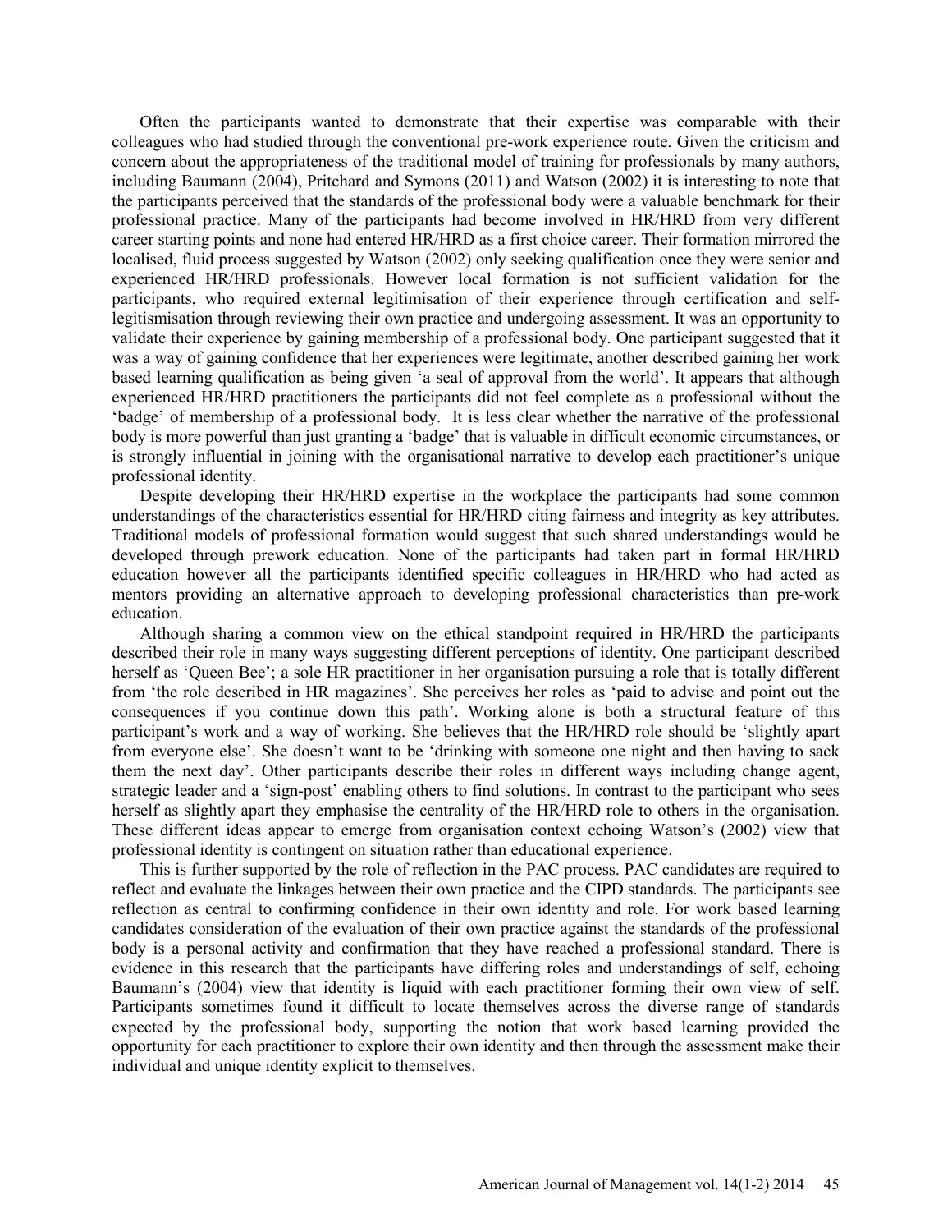Often the participants wanted to demonstrate that their expertise was comparable with their colleagues who had studied through the conventional pre-work experience route. Given the criticism and concern about the appropriateness of the traditional model of training for professionals by many authors, including Baumann (2004), Pritchard and Symons (2011) and Watson (2002) it is interesting to note that the participants perceived that the standards of the professional body were a valuable benchmark for their professional practice. Many of the participants had become involved in HR/HRD from very different career starting points and none had entered HR/HRD as a first choice career. Their formation mirrored the localised, fluid process suggested by Watson (2002) only seeking qualification once they were senior and experienced HR/HRD professionals. However local formation is not sufficient validation for the participants, who required external legitimisation of their experience through certification and self-legitismisation through reviewing their own practice and undergoing assessment. It was an opportunity to validate their experience by gaining membership of a professional body. One participant suggested that it was a way of gaining confidence that her experiences were legitimate, another described gaining her work based learning qualification as being given 'a seal of approval from the world'. It appears that although experienced HR/HRD practitioners the participants did not feel complete as a professional without the 'badge' of membership of a professional body. It is less clear whether the narrative of the professional body is more powerful than just granting a 'badge' that is valuable in difficult economic circumstances, or is strongly influential in joining with the organisational narrative to develop each practitioner's unique professional identity.

Despite developing their HR/HRD expertise in the workplace the participants had some common understandings of the characteristics essential for HR/HRD citing fairness and integrity as key attributes. Traditional models of professional formation would suggest that such shared understandings would be developed through prework education. None of the participants had taken part in formal HR/HRD education however all the participants identified specific colleagues in HR/HRD who had acted as mentors providing an alternative approach to developing professional characteristics than pre-work education.

Although sharing a common view on the ethical standpoint required in HR/HRD the participants described their role in many ways suggesting different perceptions of identity. One participant described herself as 'Queen Bee'; a sole HR practitioner in her organisation pursuing a role that is totally different from 'the role described in HR magazines'. She perceives her roles as 'paid to advise and point out the consequences if you continue down this path'. Working alone is both a structural feature of this participant's work and a way of working. She believes that the HR/HRD role should be 'slightly apart from everyone else'. She doesn't want to be 'drinking with someone one night and then having to sack them the next day'. Other participants describe their roles in different ways including change agent, strategic leader and a 'sign-post' enabling others to find solutions. In contrast to the participant who sees herself as slightly apart they emphasise the centrality of the HR/HRD role to others in the organisation. These different ideas appear to emerge from organisation context echoing Watson's (2002) view that professional identity is contingent on situation rather than educational experience.

This is further supported by the role of reflection in the PAC process. PAC candidates are required to reflect and evaluate the linkages between their own practice and the CIPD standards. The participants see reflection as central to confirming confidence in their own identity and role. For work based learning candidates consideration of the evaluation of their own practice against the standards of the professional body is a personal activity and confirmation that they have reached a professional standard. There is evidence in this research that the participants have differing roles and understandings of self, echoing Baumann's (2004) view that identity is liquid with each practitioner forming their own view of self. Participants sometimes found it difficult to locate themselves across the diverse range of standards expected by the professional body, supporting the notion that work based learning provided the opportunity for each practitioner to explore their own identity and then through the assessment make their individual and unique identity explicit to themselves.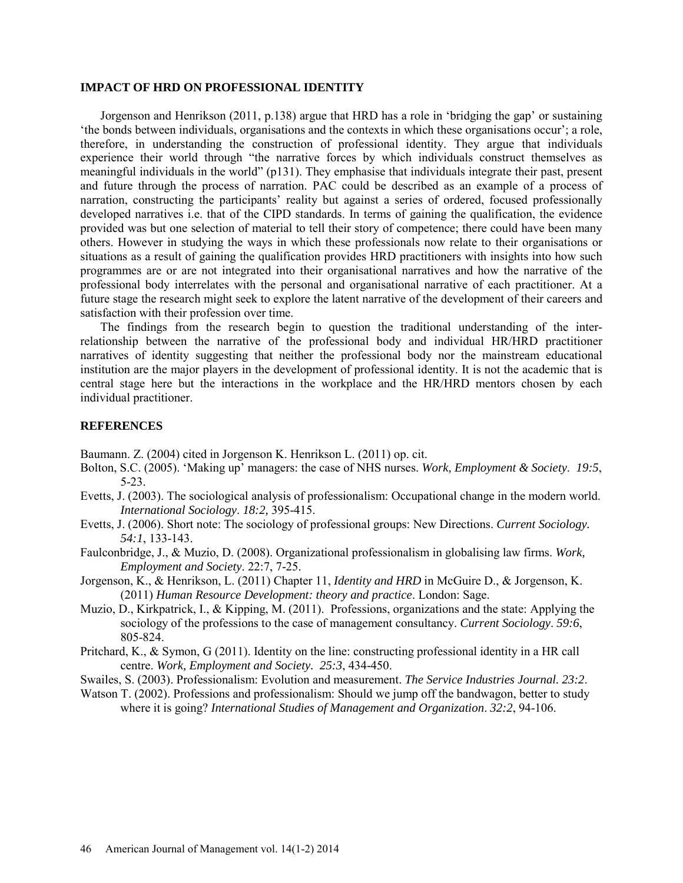## IMPACT OF HRD ON PROFESSIONAL IDENTITY

Jorgenson and Henrikson (2011, p.138) argue that HRD has a role in 'bridging the gap' or sustaining 'the bonds between individuals, organisations and the contexts in which these organisations occur'; a role, therefore, in understanding the construction of professional identity. They argue that individuals experience their world through "the narrative forces by which individuals construct themselves as meaningful individuals in the world" (p131). They emphasise that individuals integrate their past, present and future through the process of narration. PAC could be described as an example of a process of narration, constructing the participants' reality but against a series of ordered, focused professionally developed narratives i.e. that of the CIPD standards. In terms of gaining the qualification, the evidence provided was but one selection of material to tell their story of competence; there could have been many others. However in studying the ways in which these professionals now relate to their organisations or situations as a result of gaining the qualification provides HRD practitioners with insights into how such programmes are or are not integrated into their organisational narratives and how the narrative of the professional body interrelates with the personal and organisational narrative of each practitioner. At a future stage the research might seek to explore the latent narrative of the development of their careers and satisfaction with their profession over time.

The findings from the research begin to question the traditional understanding of the inter-relationship between the narrative of the professional body and individual HR/HRD practitioner narratives of identity suggesting that neither the professional body nor the mainstream educational institution are the major players in the development of professional identity. It is not the academic that is central stage here but the interactions in the workplace and the HR/HRD mentors chosen by each individual practitioner.

## REFERENCES

Baumann. Z. (2004) cited in Jorgenson K. Henrikson L. (2011) op. cit.

Bolton, S.C. (2005). 'Making up' managers: the case of NHS nurses. *Work, Employment & Society*. *19:5*, 5-23.

Evetts, J. (2003). The sociological analysis of professionalism: Occupational change in the modern world. *International Sociology*. *18:2,* 395-415.

Evetts, J. (2006). Short note: The sociology of professional groups: New Directions. *Current Sociology. 54:1*, 133-143.

Faulconbridge, J., & Muzio, D. (2008). Organizational professionalism in globalising law firms. *Work, Employment and Society*. 22:7, 7-25.

Jorgenson, K., & Henrikson, L. (2011) Chapter 11, *Identity and HRD* in McGuire D., & Jorgenson, K. (2011) *Human Resource Development: theory and practice*. London: Sage.

Muzio, D., Kirkpatrick, I., & Kipping, M. (2011). Professions, organizations and the state: Applying the sociology of the professions to the case of management consultancy. *Current Sociology*. *59:6*, 805-824.

Pritchard, K., & Symon, G (2011). Identity on the line: constructing professional identity in a HR call centre. *Work, Employment and Society*. *25:3*, 434-450.

Swailes, S. (2003). Professionalism: Evolution and measurement. *The Service Industries Journal*. *23:2*.

Watson T. (2002). Professions and professionalism: Should we jump off the bandwagon, better to study where it is going? *International Studies of Management and Organization*. *32:2*, 94-106.